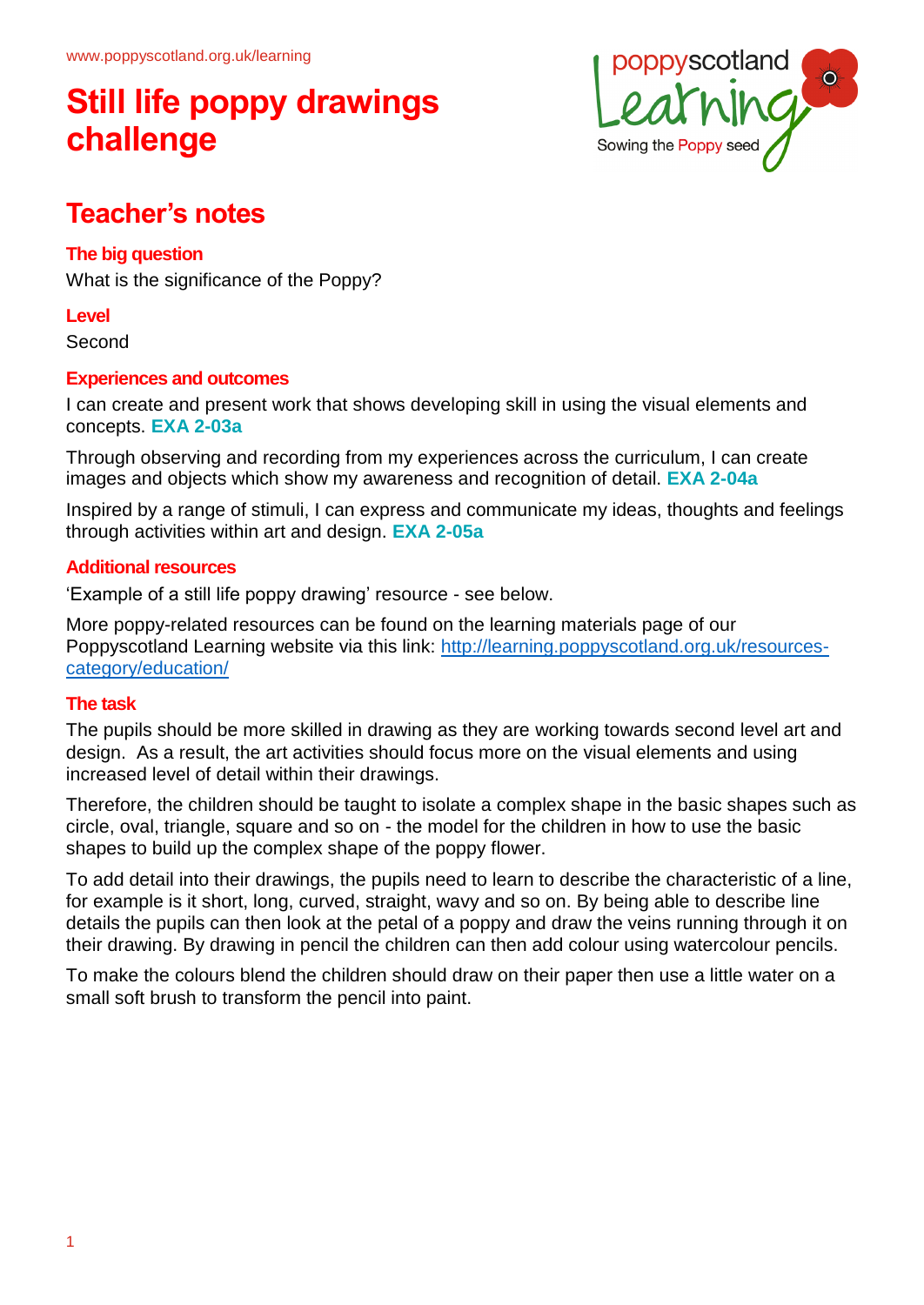www.poppyscotland.org.uk/learning

# Still life poppy drawings challenge

## Teacher's notes

### The big question

What is the significance of the Poppy?

### Level

Second

### Experiences and outcomes

I can create and present work that shows developing skill in using the visual elements and concepts. **EXA 2-03a**

Through observing and recording from my experiences across the curriculum, I can create images and objects which show my awareness and recognition of detail. **EXA 2-04a**

Inspired by a range of stimuli, I can express and communicate my ideas, thoughts and feelings through activities within art and design. **EXA 2-05a**

### Additional resources

'Example of a still life poppy drawing' resource - see below.

More poppy-related resources can be found on the learning materials page of our Poppyscotland Learning website via this link: [http://learning.poppyscotland.org.uk/resources-category/education/](http://learning.poppyscotland.org.uk/resources-category/education/)

### The task

The pupils should be more skilled in drawing as they are working towards second level art and design. As a result, the art activities should focus more on the visual elements and using increased level of detail within their drawings.

Therefore, the children should be taught to isolate a complex shape in the basic shapes such as circle, oval, triangle, square and so on - the model for the children in how to use the basic shapes to build up the complex shape of the poppy flower.

To add detail into their drawings, the pupils need to learn to describe the characteristic of a line, for example is it short, long, curved, straight, wavy and so on. By being able to describe line details the pupils can then look at the petal of a poppy and draw the veins running through it on their drawing. By drawing in pencil the children can then add colour using watercolour pencils.

To make the colours blend the children should draw on their paper then use a little water on a small soft brush to transform the pencil into paint.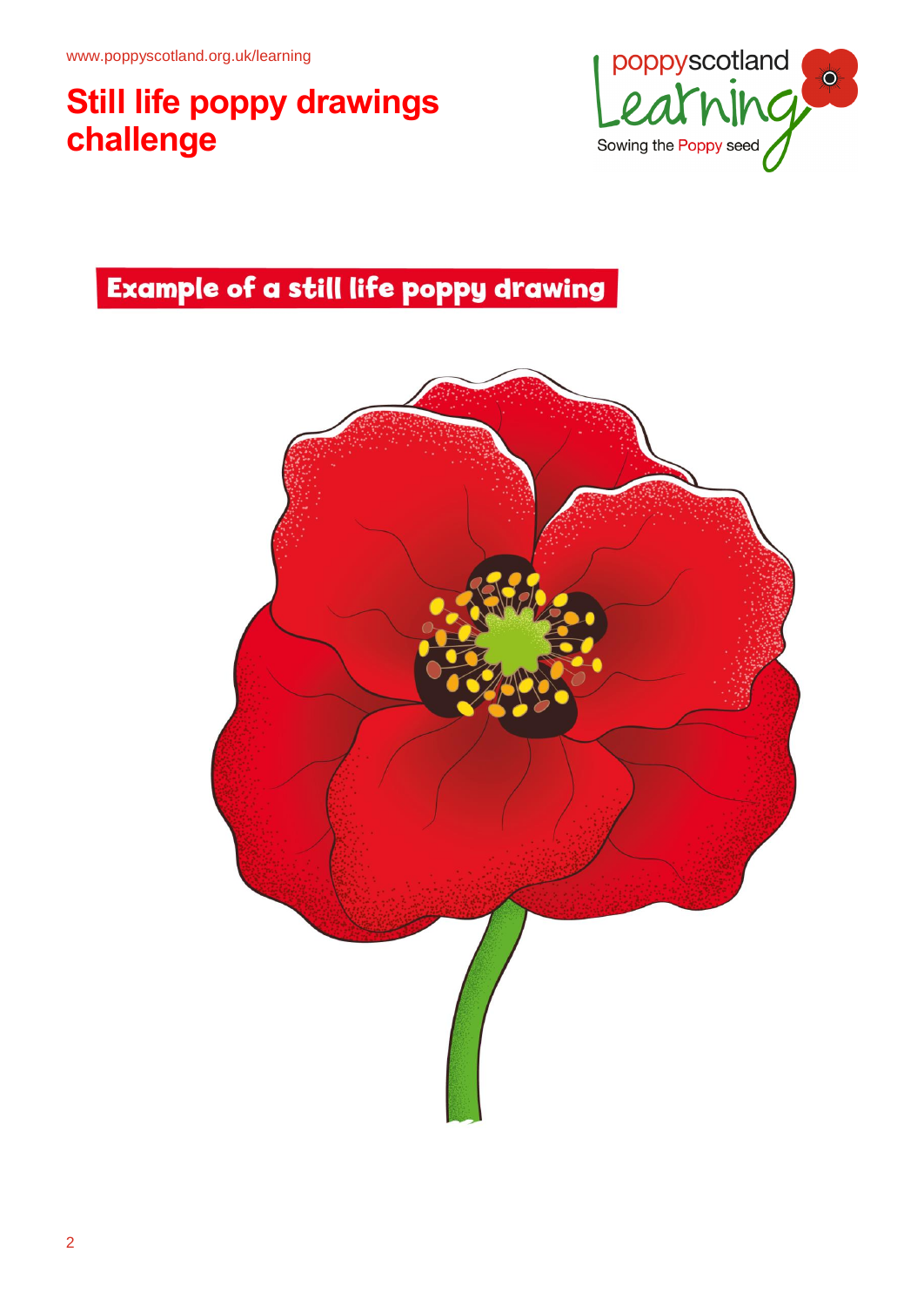www.poppyscotland.org.uk/learning

# Still life poppy drawings challenge

## Example of a still life poppy drawing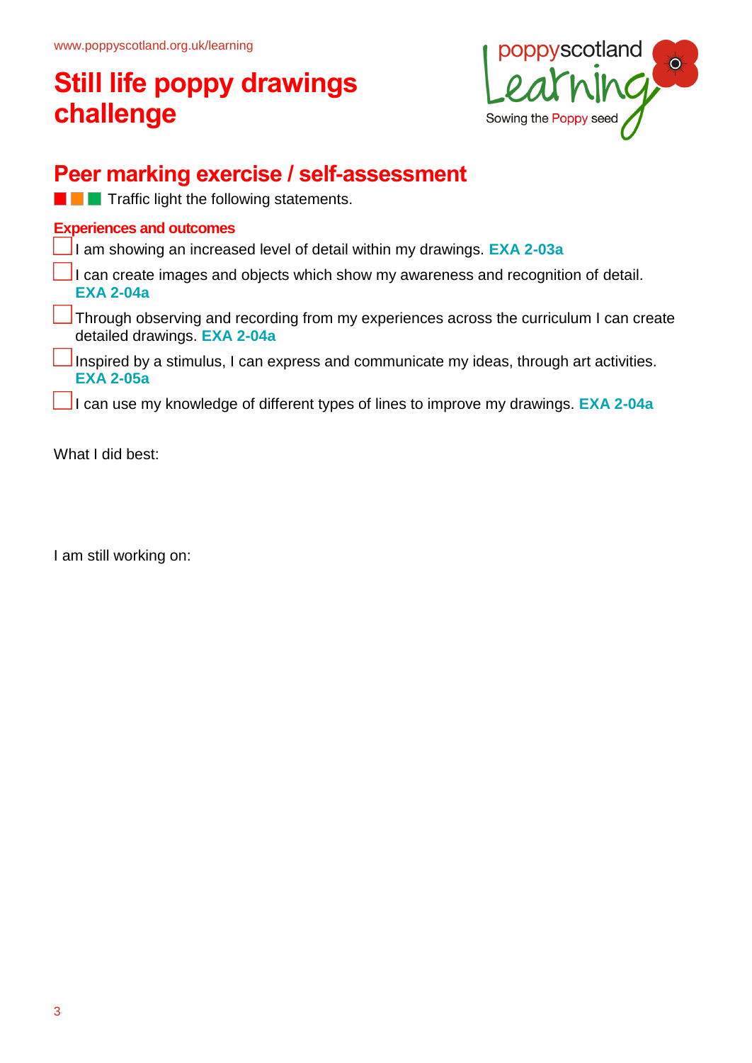www.poppyscotland.org.uk/learning

# Still life poppy drawings challenge

## Peer marking exercise / self-assessment

Traffic light the following statements.

### Experiences and outcomes

- [ ] I am showing an increased level of detail within my drawings. **EXA 2-03a**
- [ ] I can create images and objects which show my awareness and recognition of detail. **EXA 2-04a**
- [ ] Through observing and recording from my experiences across the curriculum I can create detailed drawings. **EXA 2-04a**
- [ ] Inspired by a stimulus, I can express and communicate my ideas, through art activities. **EXA 2-05a**
- [ ] I can use my knowledge of different types of lines to improve my drawings. **EXA 2-04a**

What I did best:

I am still working on: